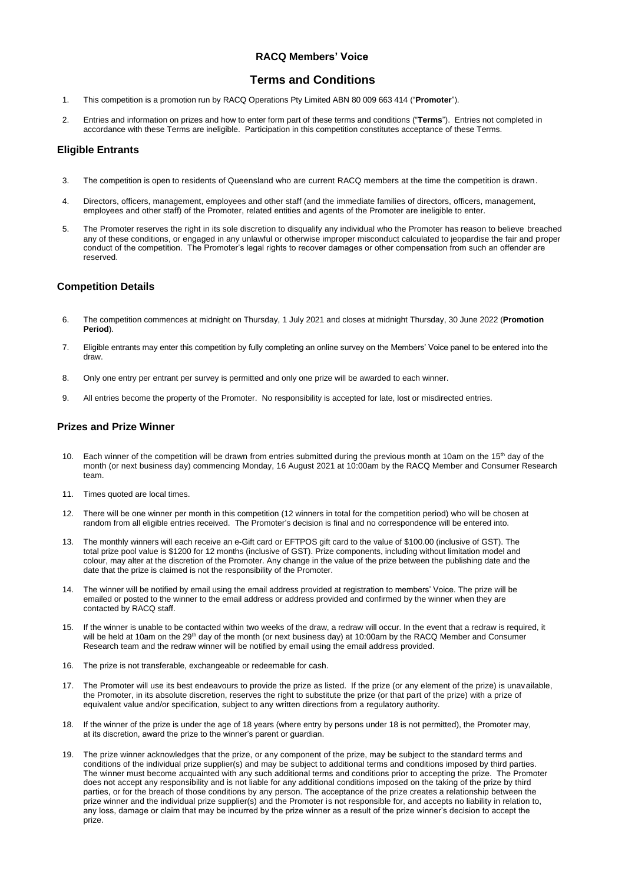**RACQ Members' Voice**

# Terms and Conditions

1. This competition is a promotion run by RACQ Operations Pty Limited ABN 80 009 663 414 ("**Promoter**").

2. Entries and information on prizes and how to enter form part of these terms and conditions ("**Terms**"). Entries not completed in accordance with these Terms are ineligible. Participation in this competition constitutes acceptance of these Terms.

## Eligible Entrants

3. The competition is open to residents of Queensland who are current RACQ members at the time the competition is drawn.

4. Directors, officers, management, employees and other staff (and the immediate families of directors, officers, management, employees and other staff) of the Promoter, related entities and agents of the Promoter are ineligible to enter.

5. The Promoter reserves the right in its sole discretion to disqualify any individual who the Promoter has reason to believe breached any of these conditions, or engaged in any unlawful or otherwise improper misconduct calculated to jeopardise the fair and proper conduct of the competition. The Promoter's legal rights to recover damages or other compensation from such an offender are reserved.

## Competition Details

6. The competition commences at midnight on Thursday, 1 July 2021 and closes at midnight Thursday, 30 June 2022 (**Promotion Period**).

7. Eligible entrants may enter this competition by fully completing an online survey on the Members' Voice panel to be entered into the draw.

8. Only one entry per entrant per survey is permitted and only one prize will be awarded to each winner.

9. All entries become the property of the Promoter. No responsibility is accepted for late, lost or misdirected entries.

## Prizes and Prize Winner

10. Each winner of the competition will be drawn from entries submitted during the previous month at 10am on the 15th day of the month (or next business day) commencing Monday, 16 August 2021 at 10:00am by the RACQ Member and Consumer Research team.

11. Times quoted are local times.

12. There will be one winner per month in this competition (12 winners in total for the competition period) who will be chosen at random from all eligible entries received. The Promoter's decision is final and no correspondence will be entered into.

13. The monthly winners will each receive an e-Gift card or EFTPOS gift card to the value of $100.00 (inclusive of GST). The total prize pool value is $1200 for 12 months (inclusive of GST). Prize components, including without limitation model and colour, may alter at the discretion of the Promoter. Any change in the value of the prize between the publishing date and the date that the prize is claimed is not the responsibility of the Promoter.

14. The winner will be notified by email using the email address provided at registration to members' Voice. The prize will be emailed or posted to the winner to the email address or address provided and confirmed by the winner when they are contacted by RACQ staff.

15. If the winner is unable to be contacted within two weeks of the draw, a redraw will occur. In the event that a redraw is required, it will be held at 10am on the 29th day of the month (or next business day) at 10:00am by the RACQ Member and Consumer Research team and the redraw winner will be notified by email using the email address provided.

16. The prize is not transferable, exchangeable or redeemable for cash.

17. The Promoter will use its best endeavours to provide the prize as listed. If the prize (or any element of the prize) is unavailable, the Promoter, in its absolute discretion, reserves the right to substitute the prize (or that part of the prize) with a prize of equivalent value and/or specification, subject to any written directions from a regulatory authority.

18. If the winner of the prize is under the age of 18 years (where entry by persons under 18 is not permitted), the Promoter may, at its discretion, award the prize to the winner's parent or guardian.

19. The prize winner acknowledges that the prize, or any component of the prize, may be subject to the standard terms and conditions of the individual prize supplier(s) and may be subject to additional terms and conditions imposed by third parties. The winner must become acquainted with any such additional terms and conditions prior to accepting the prize. The Promoter does not accept any responsibility and is not liable for any additional conditions imposed on the taking of the prize by third parties, or for the breach of those conditions by any person. The acceptance of the prize creates a relationship between the prize winner and the individual prize supplier(s) and the Promoter is not responsible for, and accepts no liability in relation to, any loss, damage or claim that may be incurred by the prize winner as a result of the prize winner's decision to accept the prize.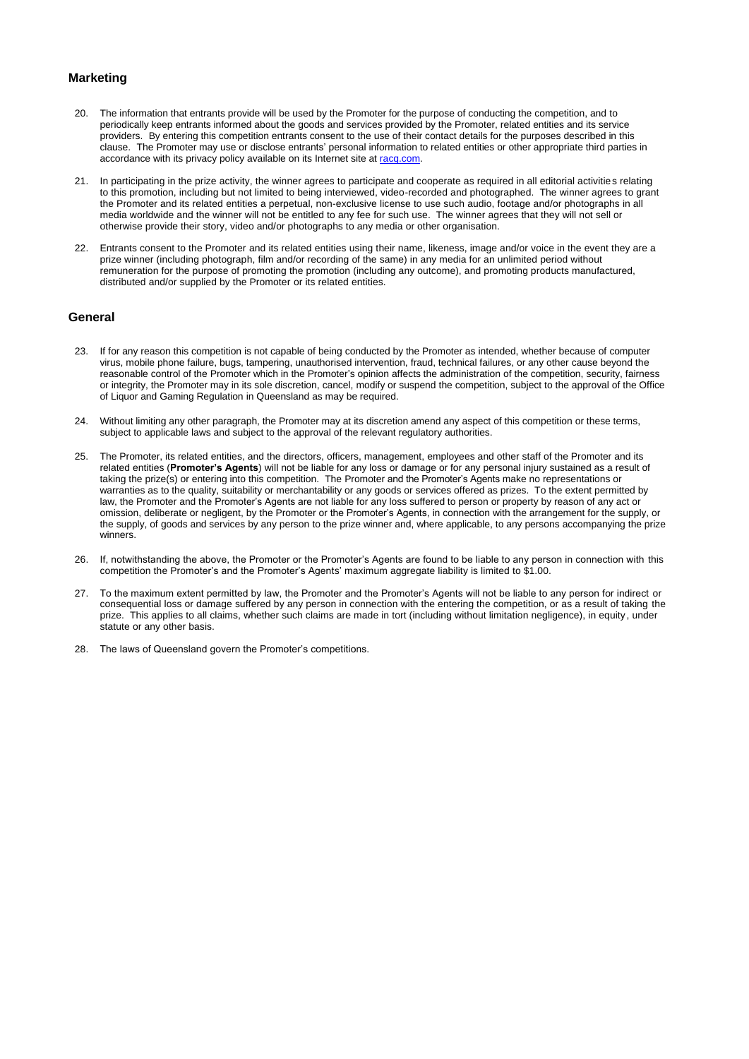## Marketing

20. The information that entrants provide will be used by the Promoter for the purpose of conducting the competition, and to periodically keep entrants informed about the goods and services provided by the Promoter, related entities and its service providers. By entering this competition entrants consent to the use of their contact details for the purposes described in this clause. The Promoter may use or disclose entrants' personal information to related entities or other appropriate third parties in accordance with its privacy policy available on its Internet site at [racq.com](racq.com).

21. In participating in the prize activity, the winner agrees to participate and cooperate as required in all editorial activities relating to this promotion, including but not limited to being interviewed, video-recorded and photographed. The winner agrees to grant the Promoter and its related entities a perpetual, non-exclusive license to use such audio, footage and/or photographs in all media worldwide and the winner will not be entitled to any fee for such use. The winner agrees that they will not sell or otherwise provide their story, video and/or photographs to any media or other organisation.

22. Entrants consent to the Promoter and its related entities using their name, likeness, image and/or voice in the event they are a prize winner (including photograph, film and/or recording of the same) in any media for an unlimited period without remuneration for the purpose of promoting the promotion (including any outcome), and promoting products manufactured, distributed and/or supplied by the Promoter or its related entities.

## General

23. If for any reason this competition is not capable of being conducted by the Promoter as intended, whether because of computer virus, mobile phone failure, bugs, tampering, unauthorised intervention, fraud, technical failures, or any other cause beyond the reasonable control of the Promoter which in the Promoter's opinion affects the administration of the competition, security, fairness or integrity, the Promoter may in its sole discretion, cancel, modify or suspend the competition, subject to the approval of the Office of Liquor and Gaming Regulation in Queensland as may be required.

24. Without limiting any other paragraph, the Promoter may at its discretion amend any aspect of this competition or these terms, subject to applicable laws and subject to the approval of the relevant regulatory authorities.

25. The Promoter, its related entities, and the directors, officers, management, employees and other staff of the Promoter and its related entities (**Promoter's Agents**) will not be liable for any loss or damage or for any personal injury sustained as a result of taking the prize(s) or entering into this competition. The Promoter and the Promoter's Agents make no representations or warranties as to the quality, suitability or merchantability or any goods or services offered as prizes. To the extent permitted by law, the Promoter and the Promoter's Agents are not liable for any loss suffered to person or property by reason of any act or omission, deliberate or negligent, by the Promoter or the Promoter's Agents, in connection with the arrangement for the supply, or the supply, of goods and services by any person to the prize winner and, where applicable, to any persons accompanying the prize winners.

26. If, notwithstanding the above, the Promoter or the Promoter's Agents are found to be liable to any person in connection with this competition the Promoter's and the Promoter's Agents' maximum aggregate liability is limited to $1.00.

27. To the maximum extent permitted by law, the Promoter and the Promoter's Agents will not be liable to any person for indirect or consequential loss or damage suffered by any person in connection with the entering the competition, or as a result of taking the prize. This applies to all claims, whether such claims are made in tort (including without limitation negligence), in equity, under statute or any other basis.

28. The laws of Queensland govern the Promoter's competitions.